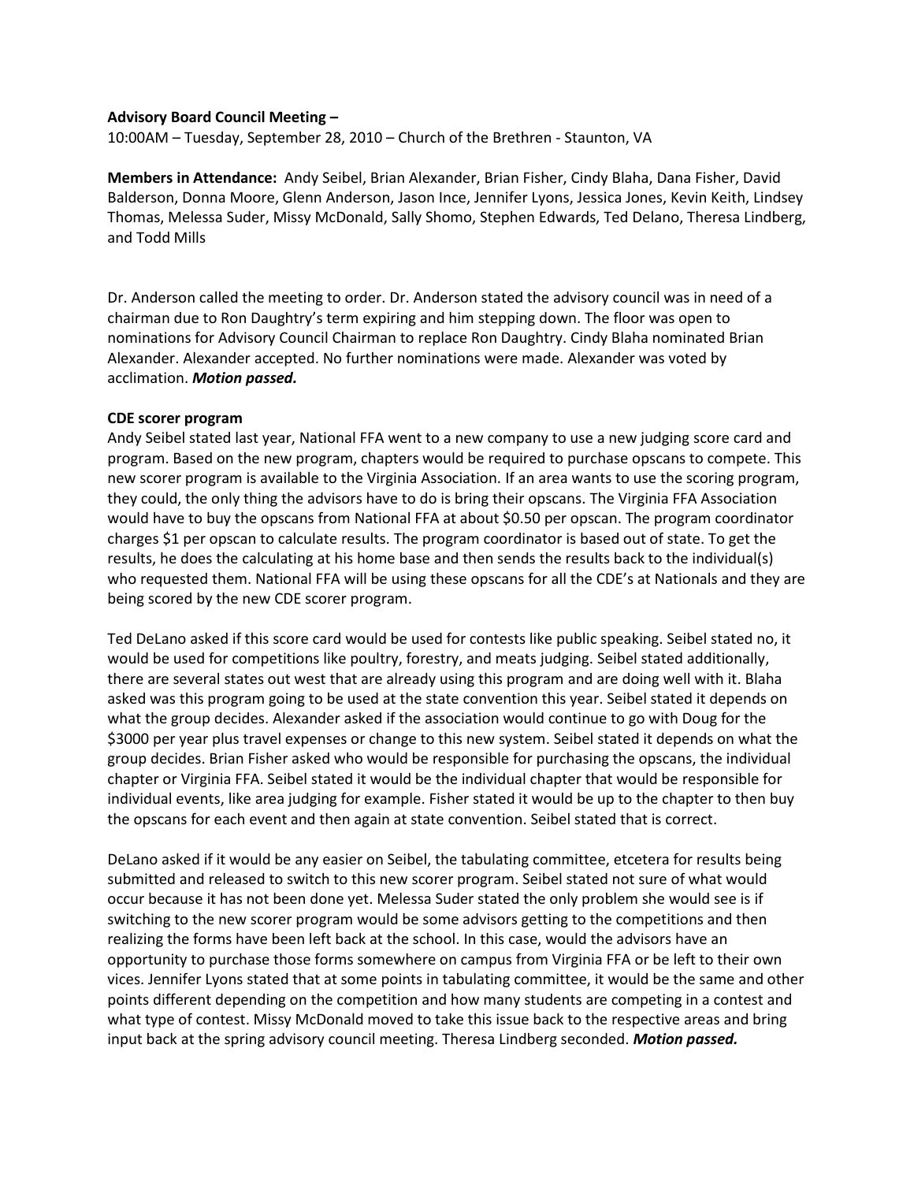**Advisory Board Council Meeting –**

10:00AM – Tuesday, September 28, 2010 – Church of the Brethren - Staunton, VA

**Members in Attendance:** Andy Seibel, Brian Alexander, Brian Fisher, Cindy Blaha, Dana Fisher, David Balderson, Donna Moore, Glenn Anderson, Jason Ince, Jennifer Lyons, Jessica Jones, Kevin Keith, Lindsey Thomas, Melessa Suder, Missy McDonald, Sally Shomo, Stephen Edwards, Ted Delano, Theresa Lindberg, and Todd Mills

Dr. Anderson called the meeting to order. Dr. Anderson stated the advisory council was in need of a chairman due to Ron Daughtry's term expiring and him stepping down. The floor was open to nominations for Advisory Council Chairman to replace Ron Daughtry. Cindy Blaha nominated Brian Alexander. Alexander accepted. No further nominations were made. Alexander was voted by acclimation. ***Motion passed.***

**CDE scorer program**

Andy Seibel stated last year, National FFA went to a new company to use a new judging score card and program. Based on the new program, chapters would be required to purchase opscans to compete. This new scorer program is available to the Virginia Association. If an area wants to use the scoring program, they could, the only thing the advisors have to do is bring their opscans. The Virginia FFA Association would have to buy the opscans from National FFA at about $0.50 per opscan. The program coordinator charges $1 per opscan to calculate results. The program coordinator is based out of state. To get the results, he does the calculating at his home base and then sends the results back to the individual(s) who requested them. National FFA will be using these opscans for all the CDE's at Nationals and they are being scored by the new CDE scorer program.

Ted DeLano asked if this score card would be used for contests like public speaking. Seibel stated no, it would be used for competitions like poultry, forestry, and meats judging. Seibel stated additionally, there are several states out west that are already using this program and are doing well with it. Blaha asked was this program going to be used at the state convention this year. Seibel stated it depends on what the group decides. Alexander asked if the association would continue to go with Doug for the $3000 per year plus travel expenses or change to this new system. Seibel stated it depends on what the group decides. Brian Fisher asked who would be responsible for purchasing the opscans, the individual chapter or Virginia FFA. Seibel stated it would be the individual chapter that would be responsible for individual events, like area judging for example. Fisher stated it would be up to the chapter to then buy the opscans for each event and then again at state convention. Seibel stated that is correct.

DeLano asked if it would be any easier on Seibel, the tabulating committee, etcetera for results being submitted and released to switch to this new scorer program. Seibel stated not sure of what would occur because it has not been done yet. Melessa Suder stated the only problem she would see is if switching to the new scorer program would be some advisors getting to the competitions and then realizing the forms have been left back at the school. In this case, would the advisors have an opportunity to purchase those forms somewhere on campus from Virginia FFA or be left to their own vices. Jennifer Lyons stated that at some points in tabulating committee, it would be the same and other points different depending on the competition and how many students are competing in a contest and what type of contest. Missy McDonald moved to take this issue back to the respective areas and bring input back at the spring advisory council meeting. Theresa Lindberg seconded. ***Motion passed.***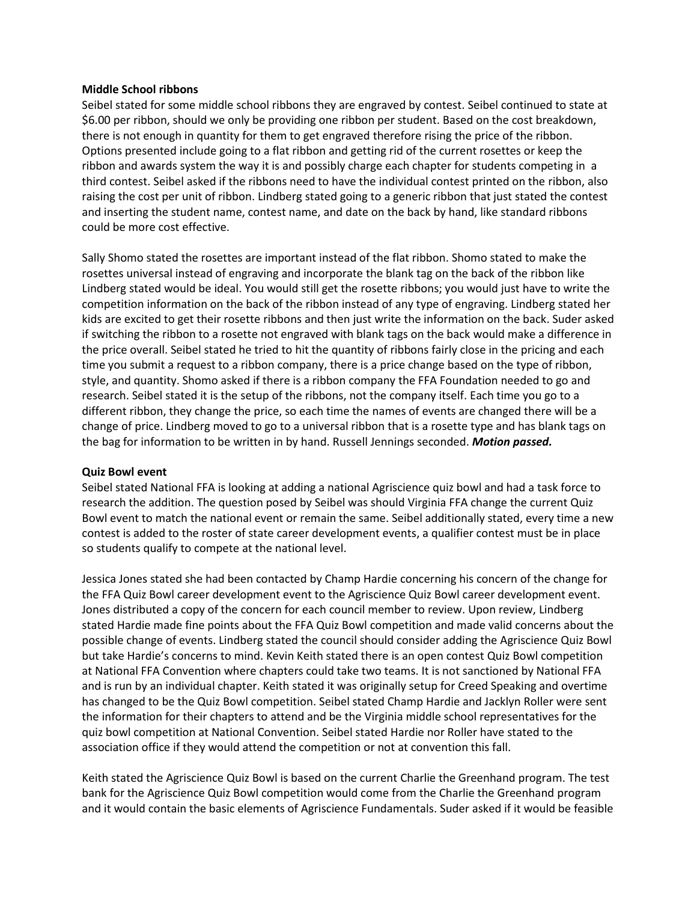**Middle School ribbons**

Seibel stated for some middle school ribbons they are engraved by contest. Seibel continued to state at $6.00 per ribbon, should we only be providing one ribbon per student. Based on the cost breakdown, there is not enough in quantity for them to get engraved therefore rising the price of the ribbon. Options presented include going to a flat ribbon and getting rid of the current rosettes or keep the ribbon and awards system the way it is and possibly charge each chapter for students competing in a third contest. Seibel asked if the ribbons need to have the individual contest printed on the ribbon, also raising the cost per unit of ribbon. Lindberg stated going to a generic ribbon that just stated the contest and inserting the student name, contest name, and date on the back by hand, like standard ribbons could be more cost effective.

Sally Shomo stated the rosettes are important instead of the flat ribbon. Shomo stated to make the rosettes universal instead of engraving and incorporate the blank tag on the back of the ribbon like Lindberg stated would be ideal. You would still get the rosette ribbons; you would just have to write the competition information on the back of the ribbon instead of any type of engraving. Lindberg stated her kids are excited to get their rosette ribbons and then just write the information on the back. Suder asked if switching the ribbon to a rosette not engraved with blank tags on the back would make a difference in the price overall. Seibel stated he tried to hit the quantity of ribbons fairly close in the pricing and each time you submit a request to a ribbon company, there is a price change based on the type of ribbon, style, and quantity. Shomo asked if there is a ribbon company the FFA Foundation needed to go and research. Seibel stated it is the setup of the ribbons, not the company itself. Each time you go to a different ribbon, they change the price, so each time the names of events are changed there will be a change of price. Lindberg moved to go to a universal ribbon that is a rosette type and has blank tags on the bag for information to be written in by hand. Russell Jennings seconded. ***Motion passed.***

**Quiz Bowl event**

Seibel stated National FFA is looking at adding a national Agriscience quiz bowl and had a task force to research the addition. The question posed by Seibel was should Virginia FFA change the current Quiz Bowl event to match the national event or remain the same. Seibel additionally stated, every time a new contest is added to the roster of state career development events, a qualifier contest must be in place so students qualify to compete at the national level.

Jessica Jones stated she had been contacted by Champ Hardie concerning his concern of the change for the FFA Quiz Bowl career development event to the Agriscience Quiz Bowl career development event. Jones distributed a copy of the concern for each council member to review. Upon review, Lindberg stated Hardie made fine points about the FFA Quiz Bowl competition and made valid concerns about the possible change of events. Lindberg stated the council should consider adding the Agriscience Quiz Bowl but take Hardie's concerns to mind. Kevin Keith stated there is an open contest Quiz Bowl competition at National FFA Convention where chapters could take two teams. It is not sanctioned by National FFA and is run by an individual chapter. Keith stated it was originally setup for Creed Speaking and overtime has changed to be the Quiz Bowl competition. Seibel stated Champ Hardie and Jacklyn Roller were sent the information for their chapters to attend and be the Virginia middle school representatives for the quiz bowl competition at National Convention. Seibel stated Hardie nor Roller have stated to the association office if they would attend the competition or not at convention this fall.

Keith stated the Agriscience Quiz Bowl is based on the current Charlie the Greenhand program. The test bank for the Agriscience Quiz Bowl competition would come from the Charlie the Greenhand program and it would contain the basic elements of Agriscience Fundamentals. Suder asked if it would be feasible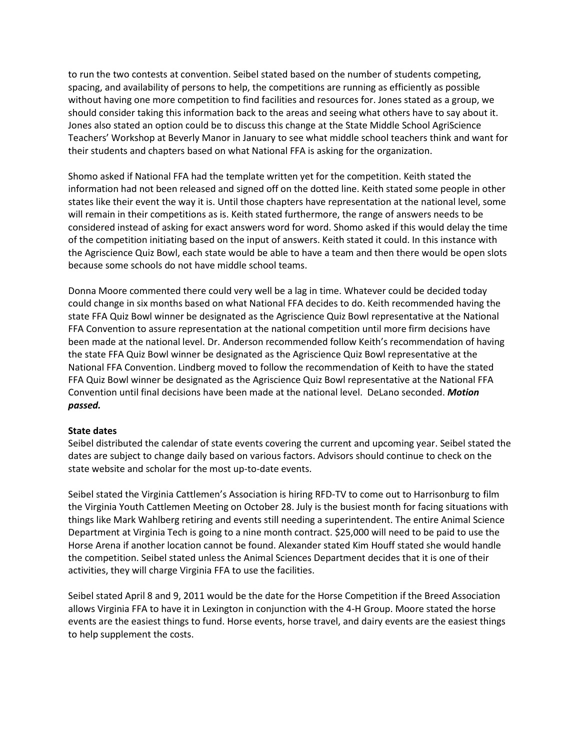to run the two contests at convention. Seibel stated based on the number of students competing, spacing, and availability of persons to help, the competitions are running as efficiently as possible without having one more competition to find facilities and resources for. Jones stated as a group, we should consider taking this information back to the areas and seeing what others have to say about it. Jones also stated an option could be to discuss this change at the State Middle School AgriScience Teachers' Workshop at Beverly Manor in January to see what middle school teachers think and want for their students and chapters based on what National FFA is asking for the organization.

Shomo asked if National FFA had the template written yet for the competition. Keith stated the information had not been released and signed off on the dotted line. Keith stated some people in other states like their event the way it is. Until those chapters have representation at the national level, some will remain in their competitions as is. Keith stated furthermore, the range of answers needs to be considered instead of asking for exact answers word for word. Shomo asked if this would delay the time of the competition initiating based on the input of answers. Keith stated it could. In this instance with the Agriscience Quiz Bowl, each state would be able to have a team and then there would be open slots because some schools do not have middle school teams.

Donna Moore commented there could very well be a lag in time. Whatever could be decided today could change in six months based on what National FFA decides to do. Keith recommended having the state FFA Quiz Bowl winner be designated as the Agriscience Quiz Bowl representative at the National FFA Convention to assure representation at the national competition until more firm decisions have been made at the national level. Dr. Anderson recommended follow Keith's recommendation of having the state FFA Quiz Bowl winner be designated as the Agriscience Quiz Bowl representative at the National FFA Convention. Lindberg moved to follow the recommendation of Keith to have the stated FFA Quiz Bowl winner be designated as the Agriscience Quiz Bowl representative at the National FFA Convention until final decisions have been made at the national level. DeLano seconded. ***Motion passed.***

**State dates**

Seibel distributed the calendar of state events covering the current and upcoming year. Seibel stated the dates are subject to change daily based on various factors. Advisors should continue to check on the state website and scholar for the most up-to-date events.

Seibel stated the Virginia Cattlemen's Association is hiring RFD-TV to come out to Harrisonburg to film the Virginia Youth Cattlemen Meeting on October 28. July is the busiest month for facing situations with things like Mark Wahlberg retiring and events still needing a superintendent. The entire Animal Science Department at Virginia Tech is going to a nine month contract. $25,000 will need to be paid to use the Horse Arena if another location cannot be found. Alexander stated Kim Houff stated she would handle the competition. Seibel stated unless the Animal Sciences Department decides that it is one of their activities, they will charge Virginia FFA to use the facilities.

Seibel stated April 8 and 9, 2011 would be the date for the Horse Competition if the Breed Association allows Virginia FFA to have it in Lexington in conjunction with the 4-H Group. Moore stated the horse events are the easiest things to fund. Horse events, horse travel, and dairy events are the easiest things to help supplement the costs.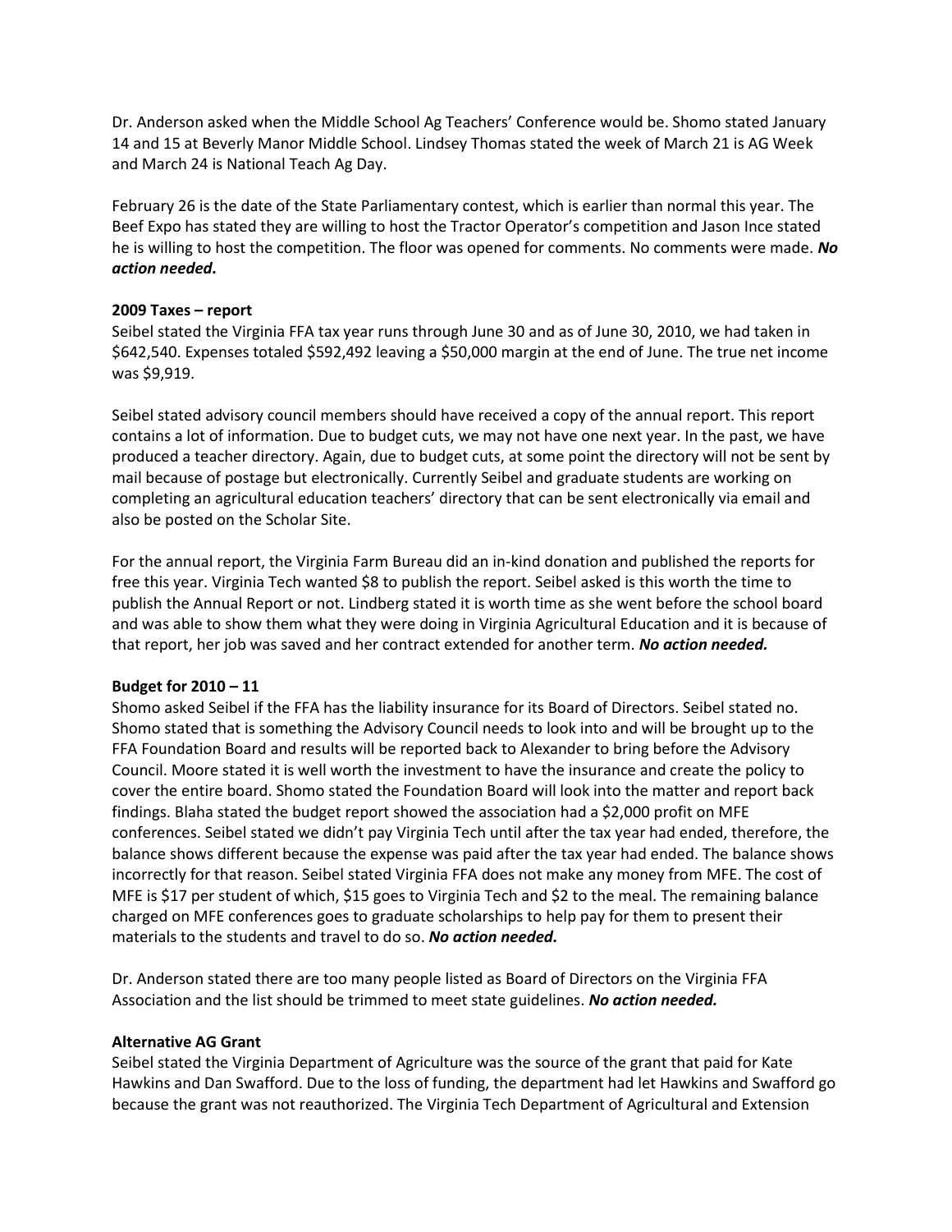Dr. Anderson asked when the Middle School Ag Teachers' Conference would be. Shomo stated January 14 and 15 at Beverly Manor Middle School. Lindsey Thomas stated the week of March 21 is AG Week and March 24 is National Teach Ag Day.

February 26 is the date of the State Parliamentary contest, which is earlier than normal this year. The Beef Expo has stated they are willing to host the Tractor Operator's competition and Jason Ince stated he is willing to host the competition. The floor was opened for comments. No comments were made. ***No action needed.***

**2009 Taxes – report**

Seibel stated the Virginia FFA tax year runs through June 30 and as of June 30, 2010, we had taken in $642,540. Expenses totaled $592,492 leaving a $50,000 margin at the end of June. The true net income was $9,919.

Seibel stated advisory council members should have received a copy of the annual report. This report contains a lot of information. Due to budget cuts, we may not have one next year. In the past, we have produced a teacher directory. Again, due to budget cuts, at some point the directory will not be sent by mail because of postage but electronically. Currently Seibel and graduate students are working on completing an agricultural education teachers' directory that can be sent electronically via email and also be posted on the Scholar Site.

For the annual report, the Virginia Farm Bureau did an in-kind donation and published the reports for free this year. Virginia Tech wanted $8 to publish the report. Seibel asked is this worth the time to publish the Annual Report or not. Lindberg stated it is worth time as she went before the school board and was able to show them what they were doing in Virginia Agricultural Education and it is because of that report, her job was saved and her contract extended for another term. ***No action needed.***

**Budget for 2010 – 11**

Shomo asked Seibel if the FFA has the liability insurance for its Board of Directors. Seibel stated no. Shomo stated that is something the Advisory Council needs to look into and will be brought up to the FFA Foundation Board and results will be reported back to Alexander to bring before the Advisory Council. Moore stated it is well worth the investment to have the insurance and create the policy to cover the entire board. Shomo stated the Foundation Board will look into the matter and report back findings. Blaha stated the budget report showed the association had a $2,000 profit on MFE conferences. Seibel stated we didn't pay Virginia Tech until after the tax year had ended, therefore, the balance shows different because the expense was paid after the tax year had ended. The balance shows incorrectly for that reason. Seibel stated Virginia FFA does not make any money from MFE. The cost of MFE is $17 per student of which, $15 goes to Virginia Tech and $2 to the meal. The remaining balance charged on MFE conferences goes to graduate scholarships to help pay for them to present their materials to the students and travel to do so. ***No action needed.***

Dr. Anderson stated there are too many people listed as Board of Directors on the Virginia FFA Association and the list should be trimmed to meet state guidelines. ***No action needed.***

**Alternative AG Grant**

Seibel stated the Virginia Department of Agriculture was the source of the grant that paid for Kate Hawkins and Dan Swafford. Due to the loss of funding, the department had let Hawkins and Swafford go because the grant was not reauthorized. The Virginia Tech Department of Agricultural and Extension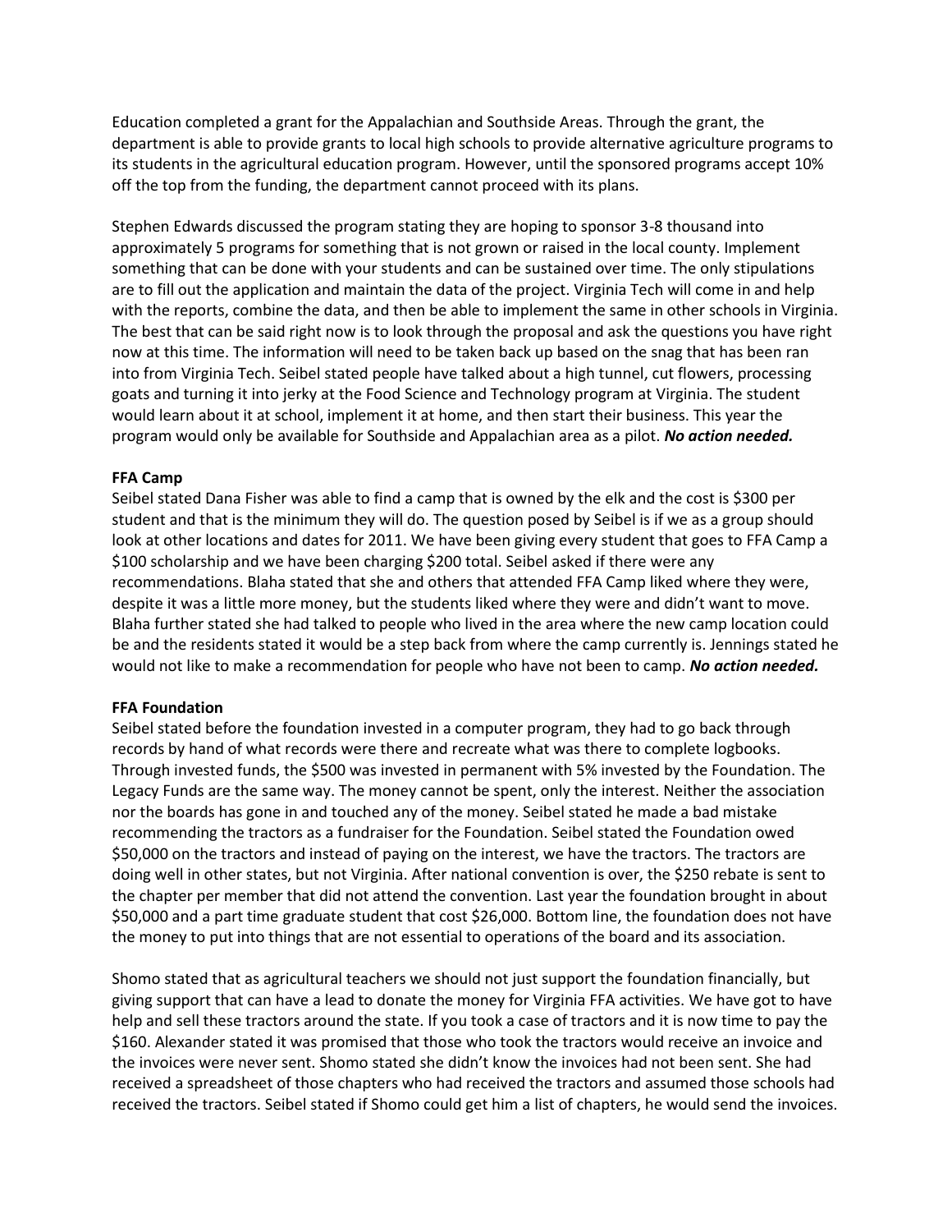Education completed a grant for the Appalachian and Southside Areas. Through the grant, the department is able to provide grants to local high schools to provide alternative agriculture programs to its students in the agricultural education program. However, until the sponsored programs accept 10% off the top from the funding, the department cannot proceed with its plans.

Stephen Edwards discussed the program stating they are hoping to sponsor 3-8 thousand into approximately 5 programs for something that is not grown or raised in the local county. Implement something that can be done with your students and can be sustained over time. The only stipulations are to fill out the application and maintain the data of the project. Virginia Tech will come in and help with the reports, combine the data, and then be able to implement the same in other schools in Virginia. The best that can be said right now is to look through the proposal and ask the questions you have right now at this time. The information will need to be taken back up based on the snag that has been ran into from Virginia Tech. Seibel stated people have talked about a high tunnel, cut flowers, processing goats and turning it into jerky at the Food Science and Technology program at Virginia. The student would learn about it at school, implement it at home, and then start their business. This year the program would only be available for Southside and Appalachian area as a pilot. ***No action needed.***

**FFA Camp**

Seibel stated Dana Fisher was able to find a camp that is owned by the elk and the cost is $300 per student and that is the minimum they will do. The question posed by Seibel is if we as a group should look at other locations and dates for 2011. We have been giving every student that goes to FFA Camp a $100 scholarship and we have been charging $200 total. Seibel asked if there were any recommendations. Blaha stated that she and others that attended FFA Camp liked where they were, despite it was a little more money, but the students liked where they were and didn't want to move. Blaha further stated she had talked to people who lived in the area where the new camp location could be and the residents stated it would be a step back from where the camp currently is. Jennings stated he would not like to make a recommendation for people who have not been to camp. ***No action needed.***

**FFA Foundation**

Seibel stated before the foundation invested in a computer program, they had to go back through records by hand of what records were there and recreate what was there to complete logbooks. Through invested funds, the $500 was invested in permanent with 5% invested by the Foundation. The Legacy Funds are the same way. The money cannot be spent, only the interest. Neither the association nor the boards has gone in and touched any of the money. Seibel stated he made a bad mistake recommending the tractors as a fundraiser for the Foundation. Seibel stated the Foundation owed $50,000 on the tractors and instead of paying on the interest, we have the tractors. The tractors are doing well in other states, but not Virginia. After national convention is over, the $250 rebate is sent to the chapter per member that did not attend the convention. Last year the foundation brought in about $50,000 and a part time graduate student that cost $26,000. Bottom line, the foundation does not have the money to put into things that are not essential to operations of the board and its association.

Shomo stated that as agricultural teachers we should not just support the foundation financially, but giving support that can have a lead to donate the money for Virginia FFA activities. We have got to have help and sell these tractors around the state. If you took a case of tractors and it is now time to pay the $160. Alexander stated it was promised that those who took the tractors would receive an invoice and the invoices were never sent. Shomo stated she didn't know the invoices had not been sent. She had received a spreadsheet of those chapters who had received the tractors and assumed those schools had received the tractors. Seibel stated if Shomo could get him a list of chapters, he would send the invoices.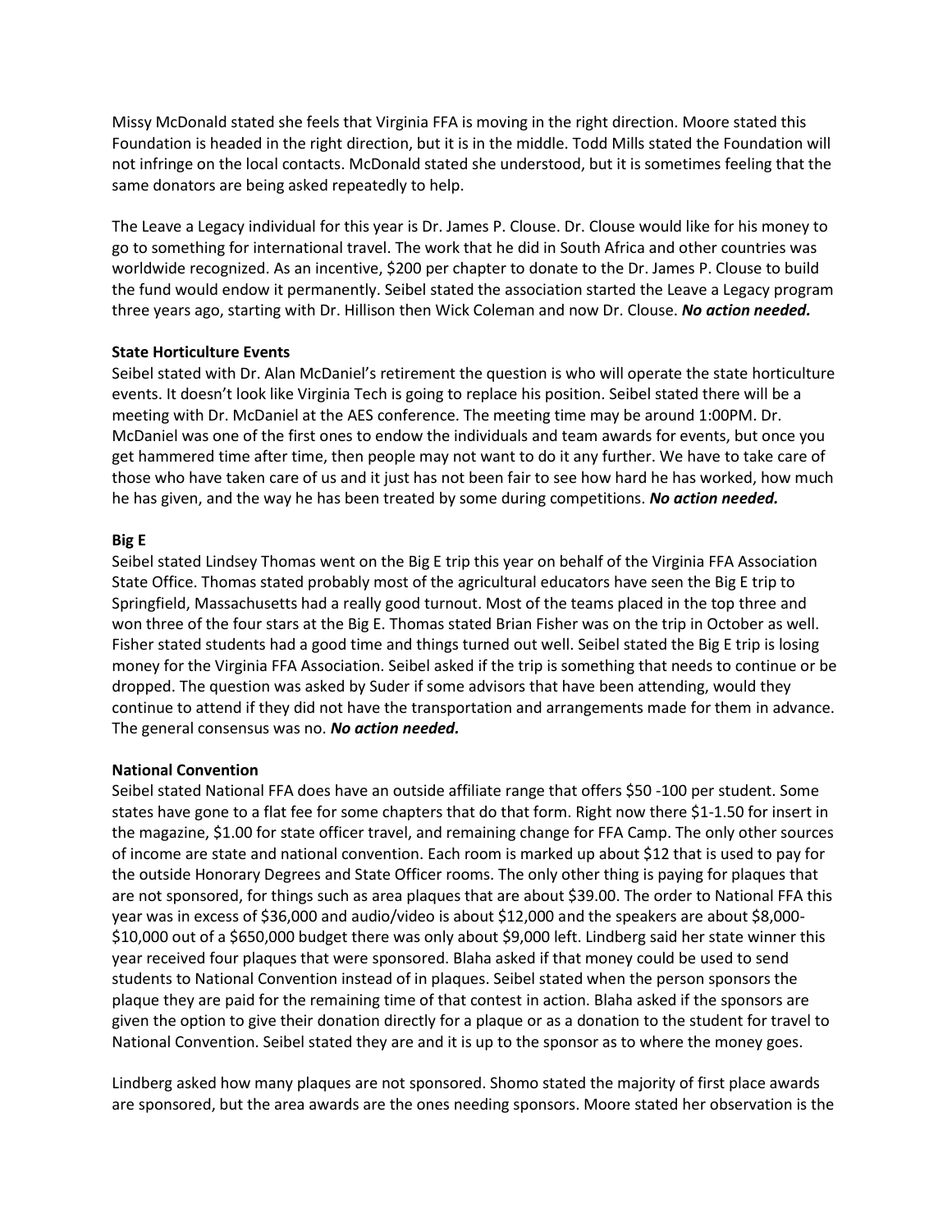Missy McDonald stated she feels that Virginia FFA is moving in the right direction. Moore stated this Foundation is headed in the right direction, but it is in the middle. Todd Mills stated the Foundation will not infringe on the local contacts. McDonald stated she understood, but it is sometimes feeling that the same donators are being asked repeatedly to help.

The Leave a Legacy individual for this year is Dr. James P. Clouse. Dr. Clouse would like for his money to go to something for international travel. The work that he did in South Africa and other countries was worldwide recognized. As an incentive, $200 per chapter to donate to the Dr. James P. Clouse to build the fund would endow it permanently. Seibel stated the association started the Leave a Legacy program three years ago, starting with Dr. Hillison then Wick Coleman and now Dr. Clouse. ***No action needed.***

**State Horticulture Events**

Seibel stated with Dr. Alan McDaniel's retirement the question is who will operate the state horticulture events. It doesn't look like Virginia Tech is going to replace his position. Seibel stated there will be a meeting with Dr. McDaniel at the AES conference. The meeting time may be around 1:00PM. Dr. McDaniel was one of the first ones to endow the individuals and team awards for events, but once you get hammered time after time, then people may not want to do it any further. We have to take care of those who have taken care of us and it just has not been fair to see how hard he has worked, how much he has given, and the way he has been treated by some during competitions. ***No action needed.***

**Big E**

Seibel stated Lindsey Thomas went on the Big E trip this year on behalf of the Virginia FFA Association State Office. Thomas stated probably most of the agricultural educators have seen the Big E trip to Springfield, Massachusetts had a really good turnout. Most of the teams placed in the top three and won three of the four stars at the Big E. Thomas stated Brian Fisher was on the trip in October as well. Fisher stated students had a good time and things turned out well. Seibel stated the Big E trip is losing money for the Virginia FFA Association. Seibel asked if the trip is something that needs to continue or be dropped. The question was asked by Suder if some advisors that have been attending, would they continue to attend if they did not have the transportation and arrangements made for them in advance. The general consensus was no. ***No action needed.***

**National Convention**

Seibel stated National FFA does have an outside affiliate range that offers $50 -100 per student. Some states have gone to a flat fee for some chapters that do that form. Right now there $1-1.50 for insert in the magazine, $1.00 for state officer travel, and remaining change for FFA Camp. The only other sources of income are state and national convention. Each room is marked up about $12 that is used to pay for the outside Honorary Degrees and State Officer rooms. The only other thing is paying for plaques that are not sponsored, for things such as area plaques that are about $39.00. The order to National FFA this year was in excess of $36,000 and audio/video is about $12,000 and the speakers are about $8,000-$10,000 out of a $650,000 budget there was only about $9,000 left. Lindberg said her state winner this year received four plaques that were sponsored. Blaha asked if that money could be used to send students to National Convention instead of in plaques. Seibel stated when the person sponsors the plaque they are paid for the remaining time of that contest in action. Blaha asked if the sponsors are given the option to give their donation directly for a plaque or as a donation to the student for travel to National Convention. Seibel stated they are and it is up to the sponsor as to where the money goes.

Lindberg asked how many plaques are not sponsored. Shomo stated the majority of first place awards are sponsored, but the area awards are the ones needing sponsors. Moore stated her observation is the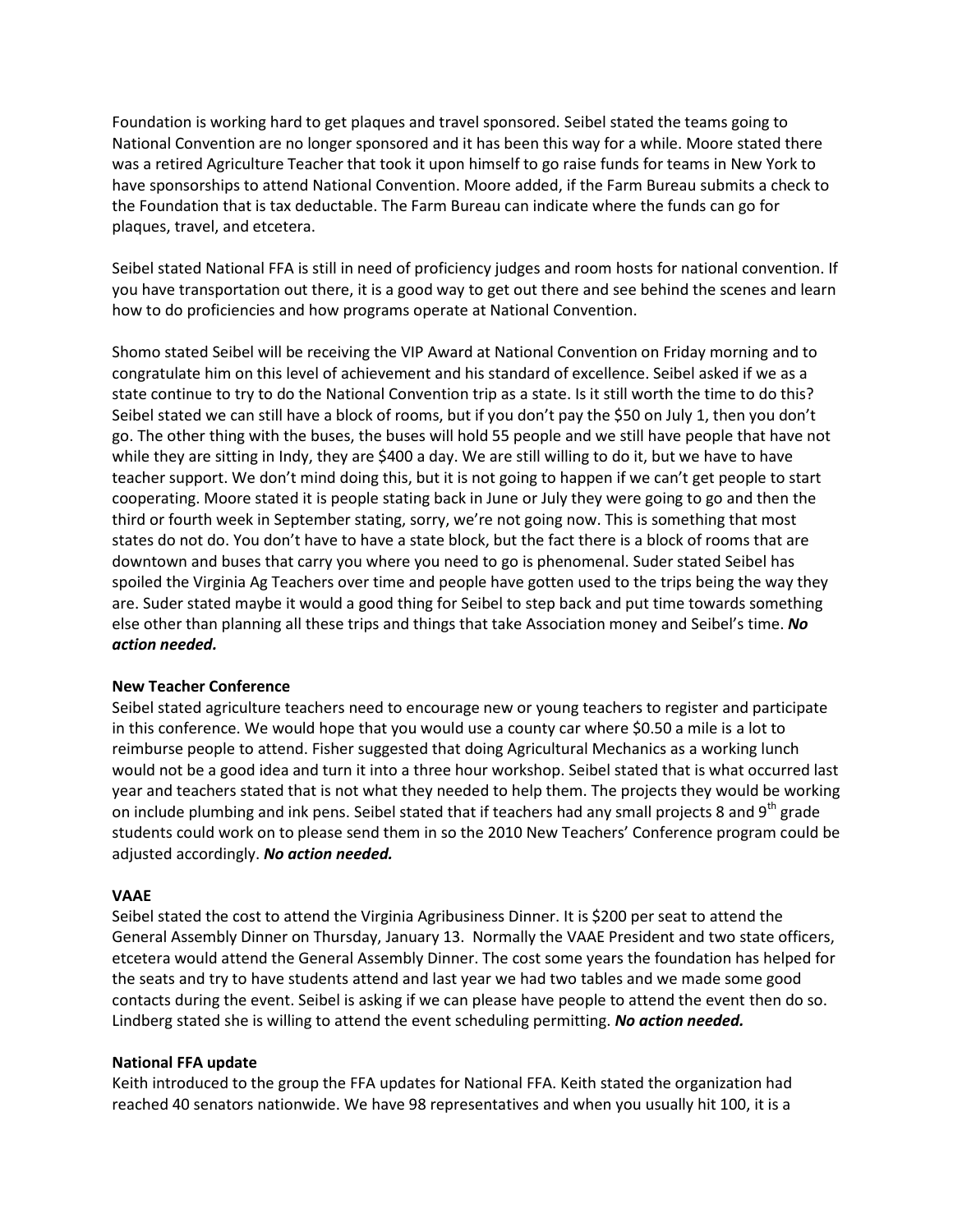Foundation is working hard to get plaques and travel sponsored. Seibel stated the teams going to National Convention are no longer sponsored and it has been this way for a while. Moore stated there was a retired Agriculture Teacher that took it upon himself to go raise funds for teams in New York to have sponsorships to attend National Convention. Moore added, if the Farm Bureau submits a check to the Foundation that is tax deductable. The Farm Bureau can indicate where the funds can go for plaques, travel, and etcetera.

Seibel stated National FFA is still in need of proficiency judges and room hosts for national convention. If you have transportation out there, it is a good way to get out there and see behind the scenes and learn how to do proficiencies and how programs operate at National Convention.

Shomo stated Seibel will be receiving the VIP Award at National Convention on Friday morning and to congratulate him on this level of achievement and his standard of excellence. Seibel asked if we as a state continue to try to do the National Convention trip as a state. Is it still worth the time to do this? Seibel stated we can still have a block of rooms, but if you don't pay the $50 on July 1, then you don't go. The other thing with the buses, the buses will hold 55 people and we still have people that have not while they are sitting in Indy, they are $400 a day. We are still willing to do it, but we have to have teacher support. We don't mind doing this, but it is not going to happen if we can't get people to start cooperating. Moore stated it is people stating back in June or July they were going to go and then the third or fourth week in September stating, sorry, we're not going now. This is something that most states do not do. You don't have to have a state block, but the fact there is a block of rooms that are downtown and buses that carry you where you need to go is phenomenal. Suder stated Seibel has spoiled the Virginia Ag Teachers over time and people have gotten used to the trips being the way they are. Suder stated maybe it would a good thing for Seibel to step back and put time towards something else other than planning all these trips and things that take Association money and Seibel's time. ***No action needed.***

**New Teacher Conference**

Seibel stated agriculture teachers need to encourage new or young teachers to register and participate in this conference. We would hope that you would use a county car where $0.50 a mile is a lot to reimburse people to attend. Fisher suggested that doing Agricultural Mechanics as a working lunch would not be a good idea and turn it into a three hour workshop. Seibel stated that is what occurred last year and teachers stated that is not what they needed to help them. The projects they would be working on include plumbing and ink pens. Seibel stated that if teachers had any small projects 8 and 9th grade students could work on to please send them in so the 2010 New Teachers' Conference program could be adjusted accordingly. ***No action needed.***

**VAAE**

Seibel stated the cost to attend the Virginia Agribusiness Dinner. It is $200 per seat to attend the General Assembly Dinner on Thursday, January 13. Normally the VAAE President and two state officers, etcetera would attend the General Assembly Dinner. The cost some years the foundation has helped for the seats and try to have students attend and last year we had two tables and we made some good contacts during the event. Seibel is asking if we can please have people to attend the event then do so. Lindberg stated she is willing to attend the event scheduling permitting. ***No action needed.***

**National FFA update**

Keith introduced to the group the FFA updates for National FFA. Keith stated the organization had reached 40 senators nationwide. We have 98 representatives and when you usually hit 100, it is a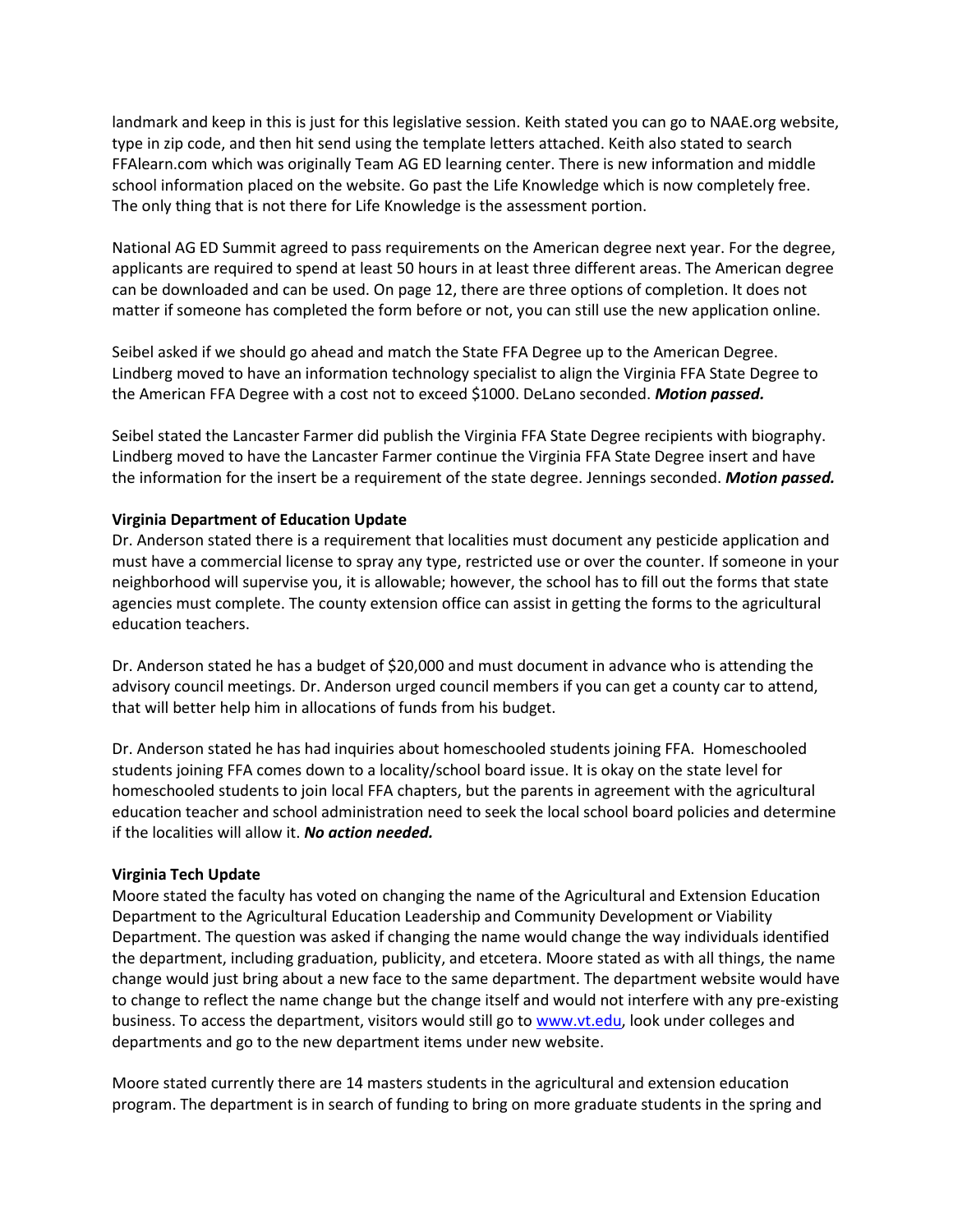landmark and keep in this is just for this legislative session. Keith stated you can go to NAAE.org website, type in zip code, and then hit send using the template letters attached. Keith also stated to search FFAlearn.com which was originally Team AG ED learning center. There is new information and middle school information placed on the website. Go past the Life Knowledge which is now completely free. The only thing that is not there for Life Knowledge is the assessment portion.

National AG ED Summit agreed to pass requirements on the American degree next year. For the degree, applicants are required to spend at least 50 hours in at least three different areas. The American degree can be downloaded and can be used. On page 12, there are three options of completion. It does not matter if someone has completed the form before or not, you can still use the new application online.

Seibel asked if we should go ahead and match the State FFA Degree up to the American Degree. Lindberg moved to have an information technology specialist to align the Virginia FFA State Degree to the American FFA Degree with a cost not to exceed $1000. DeLano seconded. ***Motion passed.***

Seibel stated the Lancaster Farmer did publish the Virginia FFA State Degree recipients with biography. Lindberg moved to have the Lancaster Farmer continue the Virginia FFA State Degree insert and have the information for the insert be a requirement of the state degree. Jennings seconded. ***Motion passed.***

**Virginia Department of Education Update**

Dr. Anderson stated there is a requirement that localities must document any pesticide application and must have a commercial license to spray any type, restricted use or over the counter. If someone in your neighborhood will supervise you, it is allowable; however, the school has to fill out the forms that state agencies must complete. The county extension office can assist in getting the forms to the agricultural education teachers.

Dr. Anderson stated he has a budget of $20,000 and must document in advance who is attending the advisory council meetings. Dr. Anderson urged council members if you can get a county car to attend, that will better help him in allocations of funds from his budget.

Dr. Anderson stated he has had inquiries about homeschooled students joining FFA. Homeschooled students joining FFA comes down to a locality/school board issue. It is okay on the state level for homeschooled students to join local FFA chapters, but the parents in agreement with the agricultural education teacher and school administration need to seek the local school board policies and determine if the localities will allow it. ***No action needed.***

**Virginia Tech Update**

Moore stated the faculty has voted on changing the name of the Agricultural and Extension Education Department to the Agricultural Education Leadership and Community Development or Viability Department. The question was asked if changing the name would change the way individuals identified the department, including graduation, publicity, and etcetera. Moore stated as with all things, the name change would just bring about a new face to the same department. The department website would have to change to reflect the name change but the change itself and would not interfere with any pre-existing business. To access the department, visitors would still go to www.vt.edu, look under colleges and departments and go to the new department items under new website.

Moore stated currently there are 14 masters students in the agricultural and extension education program. The department is in search of funding to bring on more graduate students in the spring and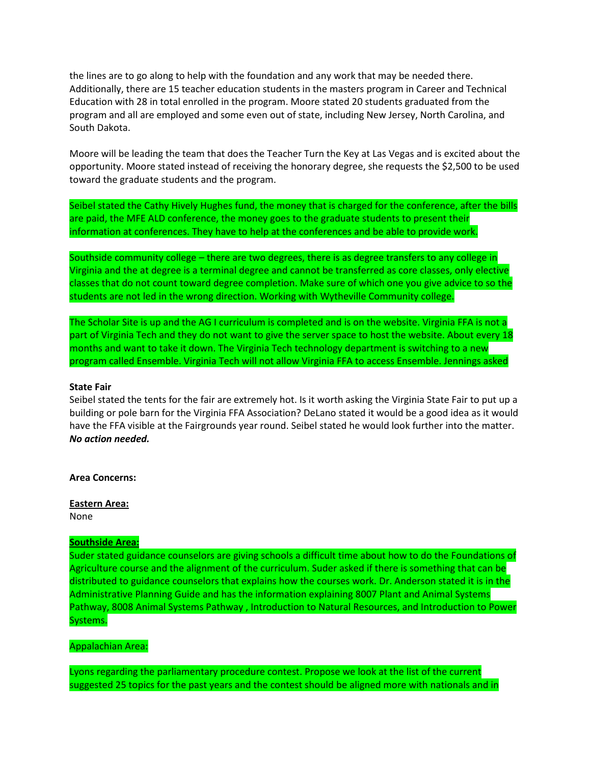the lines are to go along to help with the foundation and any work that may be needed there. Additionally, there are 15 teacher education students in the masters program in Career and Technical Education with 28 in total enrolled in the program. Moore stated 20 students graduated from the program and all are employed and some even out of state, including New Jersey, North Carolina, and South Dakota.

Moore will be leading the team that does the Teacher Turn the Key at Las Vegas and is excited about the opportunity. Moore stated instead of receiving the honorary degree, she requests the $2,500 to be used toward the graduate students and the program.

Seibel stated the Cathy Hively Hughes fund, the money that is charged for the conference, after the bills are paid, the MFE ALD conference, the money goes to the graduate students to present their information at conferences. They have to help at the conferences and be able to provide work.

Southside community college – there are two degrees, there is as degree transfers to any college in Virginia and the at degree is a terminal degree and cannot be transferred as core classes, only elective classes that do not count toward degree completion. Make sure of which one you give advice to so the students are not led in the wrong direction. Working with Wytheville Community college.

The Scholar Site is up and the AG I curriculum is completed and is on the website. Virginia FFA is not a part of Virginia Tech and they do not want to give the server space to host the website. About every 18 months and want to take it down. The Virginia Tech technology department is switching to a new program called Ensemble. Virginia Tech will not allow Virginia FFA to access Ensemble. Jennings asked

**State Fair**

Seibel stated the tents for the fair are extremely hot. Is it worth asking the Virginia State Fair to put up a building or pole barn for the Virginia FFA Association? DeLano stated it would be a good idea as it would have the FFA visible at the Fairgrounds year round. Seibel stated he would look further into the matter.
***No action needed.***

**Area Concerns:**

**Eastern Area:**
None

**Southside Area:**
Suder stated guidance counselors are giving schools a difficult time about how to do the Foundations of Agriculture course and the alignment of the curriculum. Suder asked if there is something that can be distributed to guidance counselors that explains how the courses work. Dr. Anderson stated it is in the Administrative Planning Guide and has the information explaining 8007 Plant and Animal Systems Pathway, 8008 Animal Systems Pathway , Introduction to Natural Resources, and Introduction to Power Systems.

Appalachian Area:

Lyons regarding the parliamentary procedure contest. Propose we look at the list of the current suggested 25 topics for the past years and the contest should be aligned more with nationals and in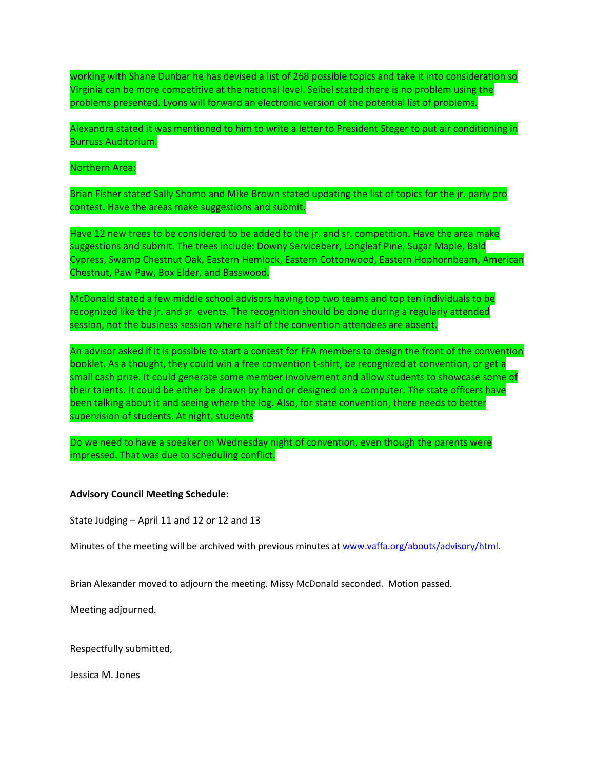working with Shane Dunbar he has devised a list of 268 possible topics and take it into consideration so Virginia can be more competitive at the national level. Seibel stated there is no problem using the problems presented. Lyons will forward an electronic version of the potential list of problems.

Alexandra stated it was mentioned to him to write a letter to President Steger to put air conditioning in Burruss Auditorium.

Northern Area:

Brian Fisher stated Sally Shomo and Mike Brown stated updating the list of topics for the jr. parly pro contest. Have the areas make suggestions and submit.

Have 12 new trees to be considered to be added to the jr. and sr. competition. Have the area make suggestions and submit. The trees include: Downy Serviceberr, Longleaf Pine, Sugar Maple, Bald Cypress, Swamp Chestnut Oak, Eastern Hemlock, Eastern Cottonwood, Eastern Hophornbeam, American Chestnut, Paw Paw, Box Elder, and Basswood.

McDonald stated a few middle school advisors having top two teams and top ten individuals to be recognized like the jr. and sr. events. The recognition should be done during a regularly attended session, not the business session where half of the convention attendees are absent.

An advisor asked if it is possible to start a contest for FFA members to design the front of the convention booklet. As a thought, they could win a free convention t-shirt, be recognized at convention, or get a small cash prize. It could generate some member involvement and allow students to showcase some of their talents. It could be either be drawn by hand or designed on a computer. The state officers have been talking about it and seeing where the log. Also, for state convention, there needs to better supervision of students. At night, students

Do we need to have a speaker on Wednesday night of convention, even though the parents were impressed. That was due to scheduling conflict.

**Advisory Council Meeting Schedule:**

State Judging – April 11 and 12 or 12 and 13

Minutes of the meeting will be archived with previous minutes at www.vaffa.org/abouts/advisory/html.

Brian Alexander moved to adjourn the meeting. Missy McDonald seconded. Motion passed.

Meeting adjourned.

Respectfully submitted,

Jessica M. Jones